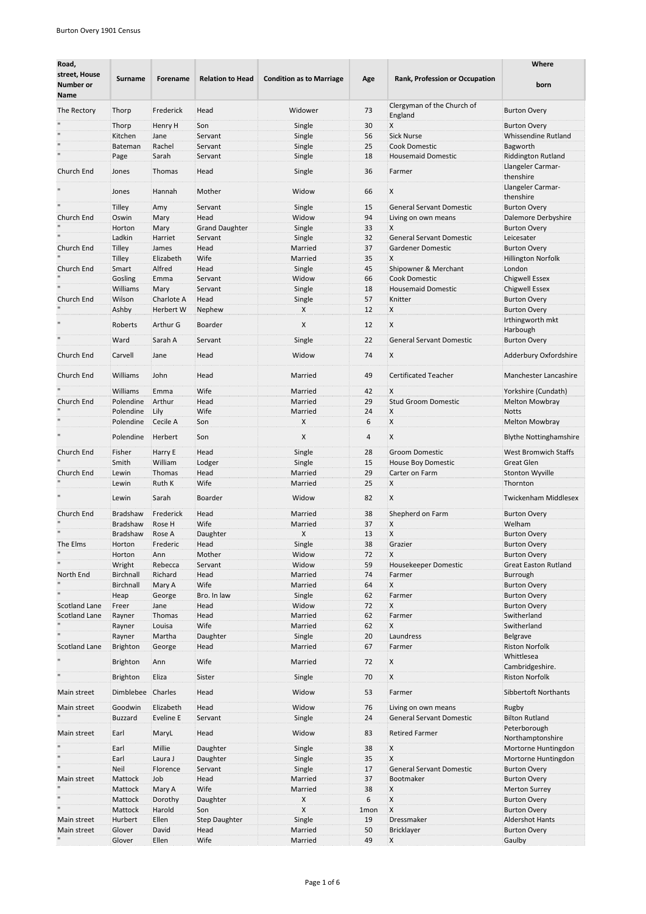Burton Overy 1901 Census

| Road, street, House Number or Name | Surname | Forename | Relation to Head | Condition as to Marriage | Age | Rank, Profession or Occupation | Where born |
|---|---|---|---|---|---|---|---|
| The Rectory | Thorp | Frederick | Head | Widower | 73 | Clergyman of the Church of England | Burton Overy |
| " | Thorp | Henry H | Son | Single | 30 | X | Burton Overy |
| " | Kitchen | Jane | Servant | Single | 56 | Sick Nurse | Whissendine Rutland |
| " | Bateman | Rachel | Servant | Single | 25 | Cook Domestic | Bagworth |
| " | Page | Sarah | Servant | Single | 18 | Housemaid Domestic | Riddington Rutland |
| Church End | Jones | Thomas | Head | Single | 36 | Farmer | Llangeler Carmar-thenshire |
| " | Jones | Hannah | Mother | Widow | 66 | X | Llangeler Carmar-thenshire |
| " | Tilley | Amy | Servant | Single | 15 | General Servant Domestic | Burton Overy |
| Church End | Oswin | Mary | Head | Widow | 94 | Living on own means | Dalemore Derbyshire |
| " | Horton | Mary | Grand Daughter | Single | 33 | X | Burton Overy |
| " | Ladkin | Harriet | Servant | Single | 32 | General Servant Domestic | Leicesater |
| Church End | Tilley | James | Head | Married | 37 | Gardener Domestic | Burton Overy |
| " | Tilley | Elizabeth | Wife | Married | 35 | X | Hillington Norfolk |
| Church End | Smart | Alfred | Head | Single | 45 | Shipowner & Merchant | London |
| " | Gosling | Emma | Servant | Widow | 66 | Cook Domestic | Chigwell Essex |
| " | Williams | Mary | Servant | Single | 18 | Housemaid Domestic | Chigwell Essex |
| Church End | Wilson | Charlote A | Head | Single | 57 | Knitter | Burton Overy |
| " | Ashby | Herbert W | Nephew | X | 12 | X | Burton Overy |
| " | Roberts | Arthur G | Boarder | X | 12 | X | Irthingworth mkt Harbough |
| " | Ward | Sarah A | Servant | Single | 22 | General Servant Domestic | Burton Overy |
| Church End | Carvell | Jane | Head | Widow | 74 | X | Adderbury Oxfordshire |
| Church End | Williams | John | Head | Married | 49 | Certificated Teacher | Manchester Lancashire |
| " | Williams | Emma | Wife | Married | 42 | X | Yorkshire (Cundath) |
| Church End | Polendine | Arthur | Head | Married | 29 | Stud Groom Domestic | Melton Mowbray |
| " | Polendine | Lily | Wife | Married | 24 | X | Notts |
| " | Polendine | Cecile A | Son | X | 6 | X | Melton Mowbray |
| " | Polendine | Herbert | Son | X | 4 | X | Blythe Nottinghamshire |
| Church End | Fisher | Harry E | Head | Single | 28 | Groom Domestic | West Bromwich Staffs |
| " | Smith | William | Lodger | Single | 15 | House Boy Domestic | Great Glen |
| Church End | Lewin | Thomas | Head | Married | 29 | Carter on Farm | Stonton Wyville |
| " | Lewin | Ruth K | Wife | Married | 25 | X | Thornton |
| " | Lewin | Sarah | Boarder | Widow | 82 | X | Twickenham Middlesex |
| Church End | Bradshaw | Frederick | Head | Married | 38 | Shepherd on Farm | Burton Overy |
| " | Bradshaw | Rose H | Wife | Married | 37 | X | Welham |
| " | Bradshaw | Rose A | Daughter | X | 13 | X | Burton Overy |
| The Elms | Horton | Frederic | Head | Single | 38 | Grazier | Burton Overy |
| " | Horton | Ann | Mother | Widow | 72 | X | Burton Overy |
| " | Wright | Rebecca | Servant | Widow | 59 | Housekeeper Domestic | Great Easton Rutland |
| North End | Birchnall | Richard | Head | Married | 74 | Farmer | Burrough |
| " | Birchnall | Mary A | Wife | Married | 64 | X | Burton Overy |
| " | Heap | George | Bro. In law | Single | 62 | Farmer | Burton Overy |
| Scotland Lane | Freer | Jane | Head | Widow | 72 | X | Burton Overy |
| Scotland Lane | Rayner | Thomas | Head | Married | 62 | Farmer | Switherland |
| " | Rayner | Louisa | Wife | Married | 62 | X | Switherland |
| " | Rayner | Martha | Daughter | Single | 20 | Laundress | Belgrave |
| Scotland Lane | Brighton | George | Head | Married | 67 | Farmer | Riston Norfolk |
| " | Brighton | Ann | Wife | Married | 72 | X | Whittlesea Cambridgeshire. |
| " | Brighton | Eliza | Sister | Single | 70 | X | Riston Norfolk |
| Main street | Dimblebee | Charles | Head | Widow | 53 | Farmer | Sibbertoft Northants |
| Main street | Goodwin | Elizabeth | Head | Widow | 76 | Living on own means | Rugby |
| " | Buzzard | Eveline E | Servant | Single | 24 | General Servant Domestic | Bilton Rutland |
| Main street | Earl | MaryL | Head | Widow | 83 | Retired Farmer | Peterborough Northamptonshire |
| " | Earl | Millie | Daughter | Single | 38 | X | Mortorne Huntingdon |
| " | Earl | Laura J | Daughter | Single | 35 | X | Mortorne Huntingdon |
| " | Neil | Florence | Servant | Single | 17 | General Servant Domestic | Burton Overy |
| Main street | Mattock | Job | Head | Married | 37 | Bootmaker | Burton Overy |
| " | Mattock | Mary A | Wife | Married | 38 | X | Merton Surrey |
| " | Mattock | Dorothy | Daughter | X | 6 | X | Burton Overy |
| " | Mattock | Harold | Son | X | 1mon | X | Burton Overy |
| Main street | Hurbert | Ellen | Step Daughter | Single | 19 | Dressmaker | Aldershot Hants |
| Main street | Glover | David | Head | Married | 50 | Bricklayer | Burton Overy |
| " | Glover | Ellen | Wife | Married | 49 | X | Gaulby |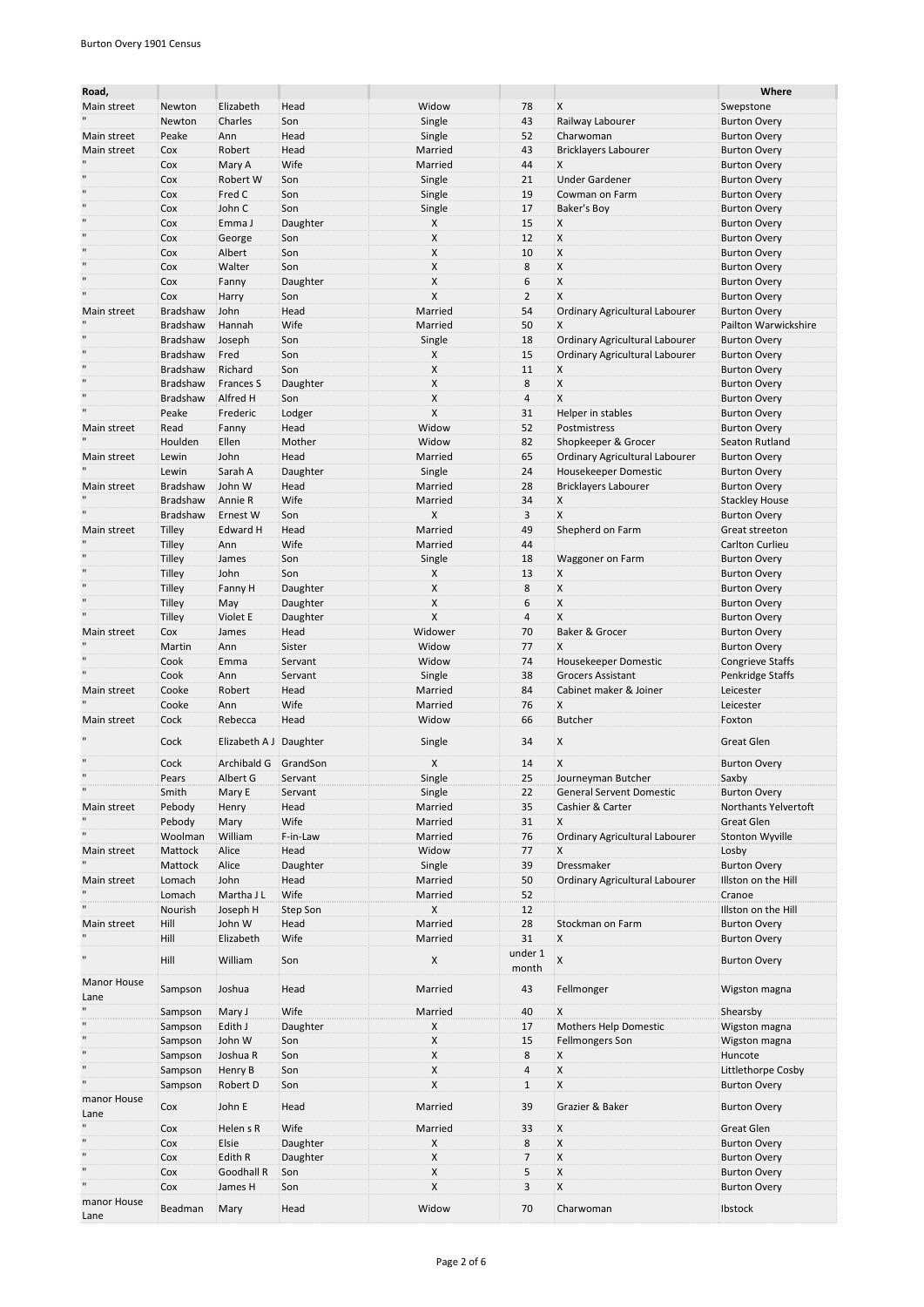Burton Overy 1901 Census

| Road, | | | | | | | Where |
|---|---|---|---|---|---|---|---|
| Main street | Newton | Elizabeth | Head | Widow | 78 | X | Swepstone |
| " | Newton | Charles | Son | Single | 43 | Railway Labourer | Burton Overy |
| Main street | Peake | Ann | Head | Single | 52 | Charwoman | Burton Overy |
| Main street | Cox | Robert | Head | Married | 43 | Bricklayers Labourer | Burton Overy |
| " | Cox | Mary A | Wife | Married | 44 | X | Burton Overy |
| " | Cox | Robert W | Son | Single | 21 | Under Gardener | Burton Overy |
| " | Cox | Fred C | Son | Single | 19 | Cowman on Farm | Burton Overy |
| " | Cox | John C | Son | Single | 17 | Baker's Boy | Burton Overy |
| " | Cox | Emma J | Daughter | X | 15 | X | Burton Overy |
| " | Cox | George | Son | X | 12 | X | Burton Overy |
| " | Cox | Albert | Son | X | 10 | X | Burton Overy |
| " | Cox | Walter | Son | X | 8 | X | Burton Overy |
| " | Cox | Fanny | Daughter | X | 6 | X | Burton Overy |
| " | Cox | Harry | Son | X | 2 | X | Burton Overy |
| Main street | Bradshaw | John | Head | Married | 54 | Ordinary Agricultural Labourer | Burton Overy |
| " | Bradshaw | Hannah | Wife | Married | 50 | X | Pailton Warwickshire |
| " | Bradshaw | Joseph | Son | Single | 18 | Ordinary Agricultural Labourer | Burton Overy |
| " | Bradshaw | Fred | Son | X | 15 | Ordinary Agricultural Labourer | Burton Overy |
| " | Bradshaw | Richard | Son | X | 11 | X | Burton Overy |
| " | Bradshaw | Frances S | Daughter | X | 8 | X | Burton Overy |
| " | Bradshaw | Alfred H | Son | X | 4 | X | Burton Overy |
| " | Peake | Frederic | Lodger | X | 31 | Helper in stables | Burton Overy |
| Main street | Read | Fanny | Head | Widow | 52 | Postmistress | Burton Overy |
| " | Houlden | Ellen | Mother | Widow | 82 | Shopkeeper & Grocer | Seaton Rutland |
| Main street | Lewin | John | Head | Married | 65 | Ordinary Agricultural Labourer | Burton Overy |
| " | Lewin | Sarah A | Daughter | Single | 24 | Housekeeper Domestic | Burton Overy |
| Main street | Bradshaw | John W | Head | Married | 28 | Bricklayers Labourer | Burton Overy |
| " | Bradshaw | Annie R | Wife | Married | 34 | X | Stackley House |
| " | Bradshaw | Ernest W | Son | X | 3 | X | Burton Overy |
| Main street | Tilley | Edward H | Head | Married | 49 | Shepherd on Farm | Great streeton |
| " | Tilley | Ann | Wife | Married | 44 | | Carlton Curlieu |
| " | Tilley | James | Son | Single | 18 | Waggoner on Farm | Burton Overy |
| " | Tilley | John | Son | X | 13 | X | Burton Overy |
| " | Tilley | Fanny H | Daughter | X | 8 | X | Burton Overy |
| " | Tilley | May | Daughter | X | 6 | X | Burton Overy |
| " | Tilley | Violet E | Daughter | X | 4 | X | Burton Overy |
| Main street | Cox | James | Head | Widower | 70 | Baker & Grocer | Burton Overy |
| " | Martin | Ann | Sister | Widow | 77 | X | Burton Overy |
| " | Cook | Emma | Servant | Widow | 74 | Housekeeper Domestic | Congrieve Staffs |
| " | Cook | Ann | Servant | Single | 38 | Grocers Assistant | Penkridge Staffs |
| Main street | Cooke | Robert | Head | Married | 84 | Cabinet maker & Joiner | Leicester |
| " | Cooke | Ann | Wife | Married | 76 | X | Leicester |
| Main street | Cock | Rebecca | Head | Widow | 66 | Butcher | Foxton |
| " | Cock | Elizabeth A J | Daughter | Single | 34 | X | Great Glen |
| " | Cock | Archibald G | GrandSon | X | 14 | X | Burton Overy |
| " | Pears | Albert G | Servant | Single | 25 | Journeyman Butcher | Saxby |
| " | Smith | Mary E | Servant | Single | 22 | General Servent Domestic | Burton Overy |
| Main street | Pebody | Henry | Head | Married | 35 | Cashier & Carter | Northants Yelvertoft |
| " | Pebody | Mary | Wife | Married | 31 | X | Great Glen |
| " | Woolman | William | F-in-Law | Married | 76 | Ordinary Agricultural Labourer | Stonton Wyville |
| Main street | Mattock | Alice | Head | Widow | 77 | X | Losby |
| " | Mattock | Alice | Daughter | Single | 39 | Dressmaker | Burton Overy |
| Main street | Lomach | John | Head | Married | 50 | Ordinary Agricultural Labourer | Illston on the Hill |
| " | Lomach | Martha J L | Wife | Married | 52 | | Cranoe |
| " | Nourish | Joseph H | Step Son | X | 12 | | Illston on the Hill |
| Main street | Hill | John W | Head | Married | 28 | Stockman on Farm | Burton Overy |
| " | Hill | Elizabeth | Wife | Married | 31 | X | Burton Overy |
| " | Hill | William | Son | X | under 1 month | X | Burton Overy |
| Manor House Lane | Sampson | Joshua | Head | Married | 43 | Fellmonger | Wigston magna |
| " | Sampson | Mary J | Wife | Married | 40 | X | Shearsby |
| " | Sampson | Edith J | Daughter | X | 17 | Mothers Help Domestic | Wigston magna |
| " | Sampson | John W | Son | X | 15 | Fellmongers Son | Wigston magna |
| " | Sampson | Joshua R | Son | X | 8 | X | Huncote |
| " | Sampson | Henry B | Son | X | 4 | X | Littlethorpe Cosby |
| " | Sampson | Robert D | Son | X | 1 | X | Burton Overy |
| manor House Lane | Cox | John E | Head | Married | 39 | Grazier & Baker | Burton Overy |
| " | Cox | Helen s R | Wife | Married | 33 | X | Great Glen |
| " | Cox | Elsie | Daughter | X | 8 | X | Burton Overy |
| " | Cox | Edith R | Daughter | X | 7 | X | Burton Overy |
| " | Cox | Goodhall R | Son | X | 5 | X | Burton Overy |
| " | Cox | James H | Son | X | 3 | X | Burton Overy |
| manor House Lane | Beadman | Mary | Head | Widow | 70 | Charwoman | Ibstock |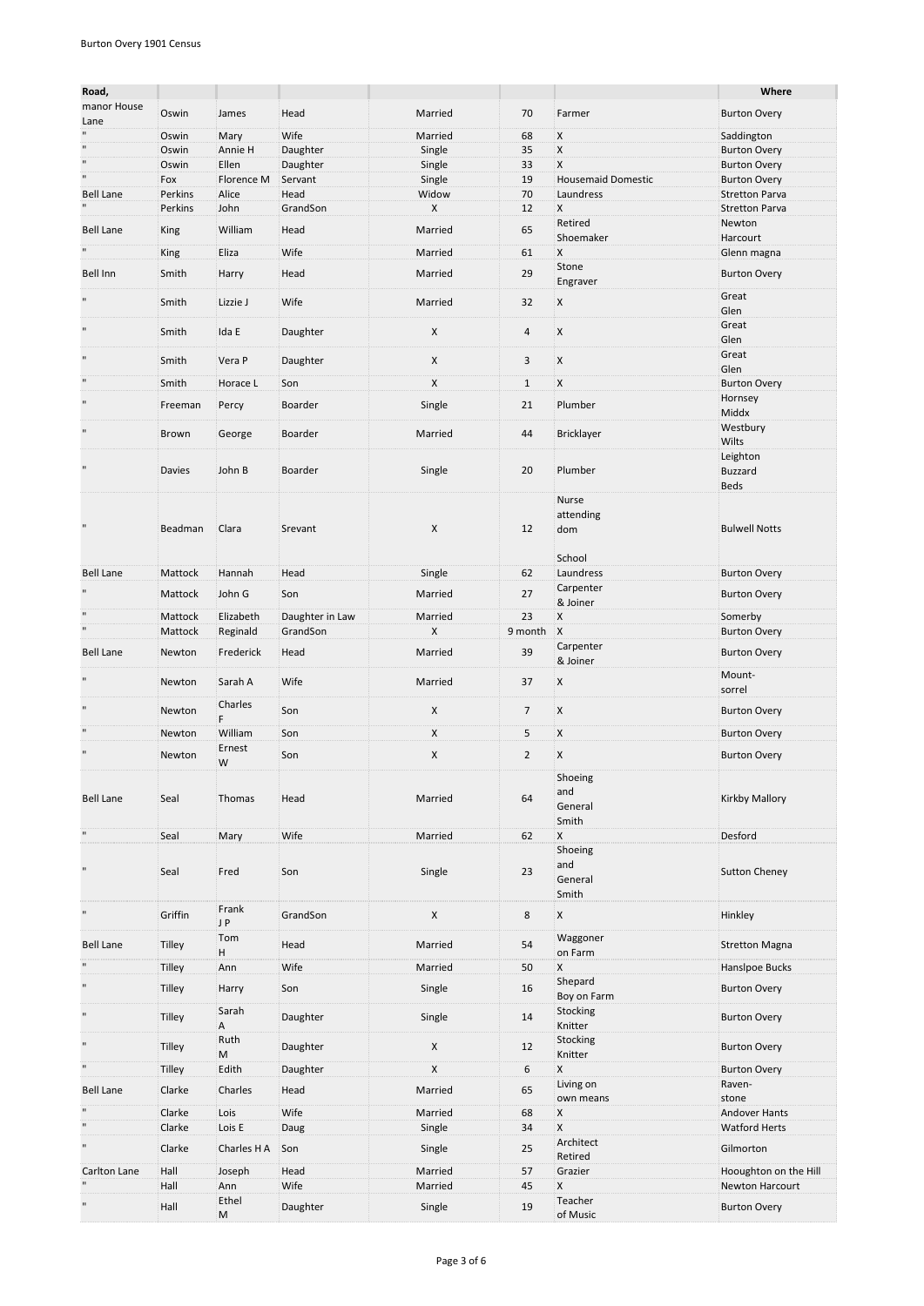Burton Overy 1901 Census

| Road, | | | | | | | Where |
|---|---|---|---|---|---|---|---|
| manor House Lane | Oswin | James | Head | Married | 70 | Farmer | Burton Overy |
| " | Oswin | Mary | Wife | Married | 68 | X | Saddington |
| " | Oswin | Annie H | Daughter | Single | 35 | X | Burton Overy |
| " | Oswin | Ellen | Daughter | Single | 33 | X | Burton Overy |
| " | Fox | Florence M | Servant | Single | 19 | Housemaid Domestic | Burton Overy |
| Bell Lane | Perkins | Alice | Head | Widow | 70 | Laundress | Stretton Parva |
| " | Perkins | John | GrandSon | X | 12 | X | Stretton Parva |
| Bell Lane | King | William | Head | Married | 65 | Retired Shoemaker | Newton Harcourt |
| " | King | Eliza | Wife | Married | 61 | X | Glenn magna |
| Bell Inn | Smith | Harry | Head | Married | 29 | Stone Engraver | Burton Overy |
| " | Smith | Lizzie J | Wife | Married | 32 | X | Great Glen |
| " | Smith | Ida E | Daughter | X | 4 | X | Great Glen |
| " | Smith | Vera P | Daughter | X | 3 | X | Great Glen |
| " | Smith | Horace L | Son | X | 1 | X | Burton Overy |
| " | Freeman | Percy | Boarder | Single | 21 | Plumber | Hornsey Middx |
| " | Brown | George | Boarder | Married | 44 | Bricklayer | Westbury Wilts |
| " | Davies | John B | Boarder | Single | 20 | Plumber | Leighton Buzzard Beds |
| " | Beadman | Clara | Srevant | X | 12 | Nurse attending dom School | Bulwell Notts |
| Bell Lane | Mattock | Hannah | Head | Single | 62 | Laundress | Burton Overy |
| " | Mattock | John G | Son | Married | 27 | Carpenter & Joiner | Burton Overy |
| " | Mattock | Elizabeth | Daughter in Law | Married | 23 | X | Somerby |
| " | Mattock | Reginald | GrandSon | X | 9 month | X | Burton Overy |
| Bell Lane | Newton | Frederick | Head | Married | 39 | Carpenter & Joiner | Burton Overy |
| " | Newton | Sarah A | Wife | Married | 37 | X | Mount-sorrel |
| " | Newton | Charles F | Son | X | 7 | X | Burton Overy |
| " | Newton | William | Son | X | 5 | X | Burton Overy |
| " | Newton | Ernest W | Son | X | 2 | X | Burton Overy |
| Bell Lane | Seal | Thomas | Head | Married | 64 | Shoeing and General Smith | Kirkby Mallory |
| " | Seal | Mary | Wife | Married | 62 | X | Desford |
| " | Seal | Fred | Son | Single | 23 | Shoeing and General Smith | Sutton Cheney |
| " | Griffin | Frank J P | GrandSon | X | 8 | X | Hinkley |
| Bell Lane | Tilley | Tom H | Head | Married | 54 | Waggoner on Farm | Stretton Magna |
| " | Tilley | Ann | Wife | Married | 50 | X | Hanslpoe Bucks |
| " | Tilley | Harry | Son | Single | 16 | Shepard Boy on Farm | Burton Overy |
| " | Tilley | Sarah A | Daughter | Single | 14 | Stocking Knitter | Burton Overy |
| " | Tilley | Ruth M | Daughter | X | 12 | Stocking Knitter | Burton Overy |
| " | Tilley | Edith | Daughter | X | 6 | X | Burton Overy |
| Bell Lane | Clarke | Charles | Head | Married | 65 | Living on own means | Raven-stone |
| " | Clarke | Lois | Wife | Married | 68 | X | Andover Hants |
| " | Clarke | Lois E | Daug | Single | 34 | X | Watford Herts |
| " | Clarke | Charles H A | Son | Single | 25 | Architect Retired | Gilmorton |
| Carlton Lane | Hall | Joseph | Head | Married | 57 | Grazier | Hooughton on the Hill |
| " | Hall | Ann | Wife | Married | 45 | X | Newton Harcourt |
| " | Hall | Ethel M | Daughter | Single | 19 | Teacher of Music | Burton Overy |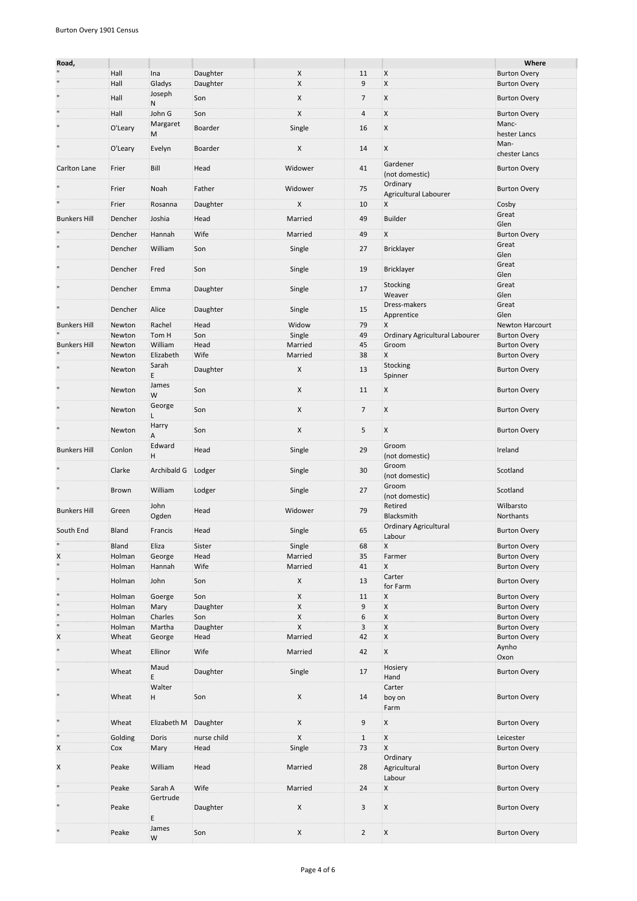| Road, | | | | | | | Where |
|---|---|---|---|---|---|---|---|
| " | Hall | Ina | Daughter | X | 11 | X | Burton Overy |
| " | Hall | Gladys | Daughter | X | 9 | X | Burton Overy |
| " | Hall | Joseph N | Son | X | 7 | X | Burton Overy |
| " | Hall | John G | Son | X | 4 | X | Burton Overy |
| " | O'Leary | Margaret M | Boarder | Single | 16 | X | Manc-hester Lancs |
| " | O'Leary | Evelyn | Boarder | X | 14 | X | Man-chester Lancs |
| Carlton Lane | Frier | Bill | Head | Widower | 41 | Gardener (not domestic) | Burton Overy |
| " | Frier | Noah | Father | Widower | 75 | Ordinary Agricultural Labourer | Burton Overy |
| " | Frier | Rosanna | Daughter | X | 10 | X | Cosby |
| Bunkers Hill | Dencher | Joshia | Head | Married | 49 | Builder | Great Glen |
| " | Dencher | Hannah | Wife | Married | 49 | X | Burton Overy |
| " | Dencher | William | Son | Single | 27 | Bricklayer | Great Glen |
| " | Dencher | Fred | Son | Single | 19 | Bricklayer | Great Glen |
| " | Dencher | Emma | Daughter | Single | 17 | Stocking Weaver | Great Glen |
| " | Dencher | Alice | Daughter | Single | 15 | Dress-makers Apprentice | Great Glen |
| Bunkers Hill | Newton | Rachel | Head | Widow | 79 | X | Newton Harcourt |
| " | Newton | Tom H | Son | Single | 49 | Ordinary Agricultural Labourer | Burton Overy |
| Bunkers Hill | Newton | William | Head | Married | 45 | Groom | Burton Overy |
| " | Newton | Elizabeth | Wife | Married | 38 | X | Burton Overy |
| " | Newton | Sarah E | Daughter | X | 13 | Stocking Spinner | Burton Overy |
| " | Newton | James W | Son | X | 11 | X | Burton Overy |
| " | Newton | George L | Son | X | 7 | X | Burton Overy |
| " | Newton | Harry A | Son | X | 5 | X | Burton Overy |
| Bunkers Hill | Conlon | Edward H | Head | Single | 29 | Groom (not domestic) | Ireland |
| " | Clarke | Archibald G | Lodger | Single | 30 | Groom (not domestic) | Scotland |
| " | Brown | William | Lodger | Single | 27 | Groom (not domestic) | Scotland |
| Bunkers Hill | Green | John Ogden | Head | Widower | 79 | Retired Blacksmith | Wilbarsto Northants |
| South End | Bland | Francis | Head | Single | 65 | Ordinary Agricultural Labour | Burton Overy |
| " | Bland | Eliza | Sister | Single | 68 | X | Burton Overy |
| X | Holman | George | Head | Married | 35 | Farmer | Burton Overy |
| " | Holman | Hannah | Wife | Married | 41 | X | Burton Overy |
| " | Holman | John | Son | X | 13 | Carter for Farm | Burton Overy |
| " | Holman | Goerge | Son | X | 11 | X | Burton Overy |
| " | Holman | Mary | Daughter | X | 9 | X | Burton Overy |
| " | Holman | Charles | Son | X | 6 | X | Burton Overy |
| " | Holman | Martha | Daughter | X | 3 | X | Burton Overy |
| X | Wheat | George | Head | Married | 42 | X | Burton Overy |
| " | Wheat | Ellinor | Wife | Married | 42 | X | Aynho Oxon |
| " | Wheat | Maud E | Daughter | Single | 17 | Hosiery Hand | Burton Overy |
| " | Wheat | Walter H | Son | X | 14 | Carter boy on Farm | Burton Overy |
| " | Wheat | Elizabeth M | Daughter | X | 9 | X | Burton Overy |
| " | Golding | Doris | nurse child | X | 1 | X | Leicester |
| X | Cox | Mary | Head | Single | 73 | X | Burton Overy |
| X | Peake | William | Head | Married | 28 | Ordinary Agricultural Labour | Burton Overy |
| " | Peake | Sarah A | Wife | Married | 24 | X | Burton Overy |
| " | Peake | Gertrude E | Daughter | X | 3 | X | Burton Overy |
| " | Peake | James W | Son | X | 2 | X | Burton Overy |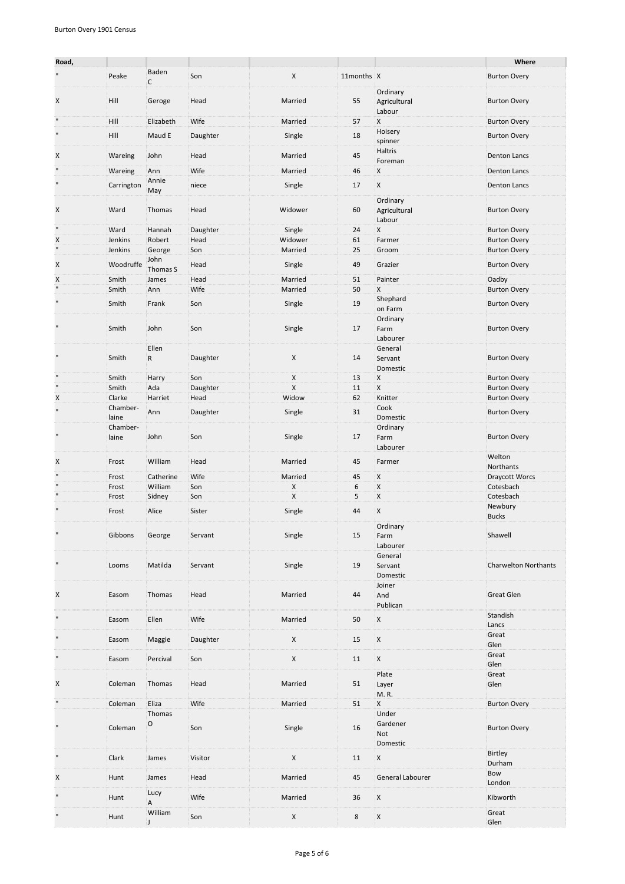| Road, | | | | | | | Where |
|---|---|---|---|---|---|---|---|
| " | Peake | Baden C | Son | X | 11months | X | Burton Overy |
| X | Hill | Geroge | Head | Married | 55 | Ordinary Agricultural Labour | Burton Overy |
| " | Hill | Elizabeth | Wife | Married | 57 | X | Burton Overy |
| " | Hill | Maud E | Daughter | Single | 18 | Hoisery spinner | Burton Overy |
| X | Wareing | John | Head | Married | 45 | Haltris Foreman | Denton Lancs |
| " | Wareing | Ann | Wife | Married | 46 | X | Denton Lancs |
| " | Carrington | Annie May | niece | Single | 17 | X | Denton Lancs |
| X | Ward | Thomas | Head | Widower | 60 | Ordinary Agricultural Labour | Burton Overy |
| " | Ward | Hannah | Daughter | Single | 24 | X | Burton Overy |
| X | Jenkins | Robert | Head | Widower | 61 | Farmer | Burton Overy |
| " | Jenkins | George | Son | Married | 25 | Groom | Burton Overy |
| X | Woodruffe | John Thomas S | Head | Single | 49 | Grazier | Burton Overy |
| X | Smith | James | Head | Married | 51 | Painter | Oadby |
| " | Smith | Ann | Wife | Married | 50 | X | Burton Overy |
| " | Smith | Frank | Son | Single | 19 | Shephard on Farm | Burton Overy |
| " | Smith | John | Son | Single | 17 | Ordinary Farm Labourer | Burton Overy |
| " | Smith | Ellen R | Daughter | X | 14 | General Servant Domestic | Burton Overy |
| " | Smith | Harry | Son | X | 13 | X | Burton Overy |
| " | Smith | Ada | Daughter | X | 11 | X | Burton Overy |
| X | Clarke | Harriet | Head | Widow | 62 | Knitter | Burton Overy |
| " | Chamber-laine | Ann | Daughter | Single | 31 | Cook Domestic | Burton Overy |
| " | Chamber-laine | John | Son | Single | 17 | Ordinary Farm Labourer | Burton Overy |
| X | Frost | William | Head | Married | 45 | Farmer | Welton Northants |
| " | Frost | Catherine | Wife | Married | 45 | X | Draycott Worcs |
| " | Frost | William | Son | X | 6 | X | Cotesbach |
| " | Frost | Sidney | Son | X | 5 | X | Cotesbach |
| " | Frost | Alice | Sister | Single | 44 | X | Newbury Bucks |
| " | Gibbons | George | Servant | Single | 15 | Ordinary Farm Labourer | Shawell |
| " | Looms | Matilda | Servant | Single | 19 | General Servant Domestic | Charwelton Northants |
| X | Easom | Thomas | Head | Married | 44 | Joiner And Publican | Great Glen |
| " | Easom | Ellen | Wife | Married | 50 | X | Standish Lancs |
| " | Easom | Maggie | Daughter | X | 15 | X | Great Glen |
| " | Easom | Percival | Son | X | 11 | X | Great Glen |
| X | Coleman | Thomas | Head | Married | 51 | Plate Layer M. R. | Great Glen |
| " | Coleman | Eliza | Wife | Married | 51 | X | Burton Overy |
| " | Coleman | Thomas O | Son | Single | 16 | Under Gardener Not Domestic | Burton Overy |
| " | Clark | James | Visitor | X | 11 | X | Birtley Durham |
| X | Hunt | James | Head | Married | 45 | General Labourer | Bow London |
| " | Hunt | Lucy A | Wife | Married | 36 | X | Kibworth |
| " | Hunt | William J | Son | X | 8 | X | Great Glen |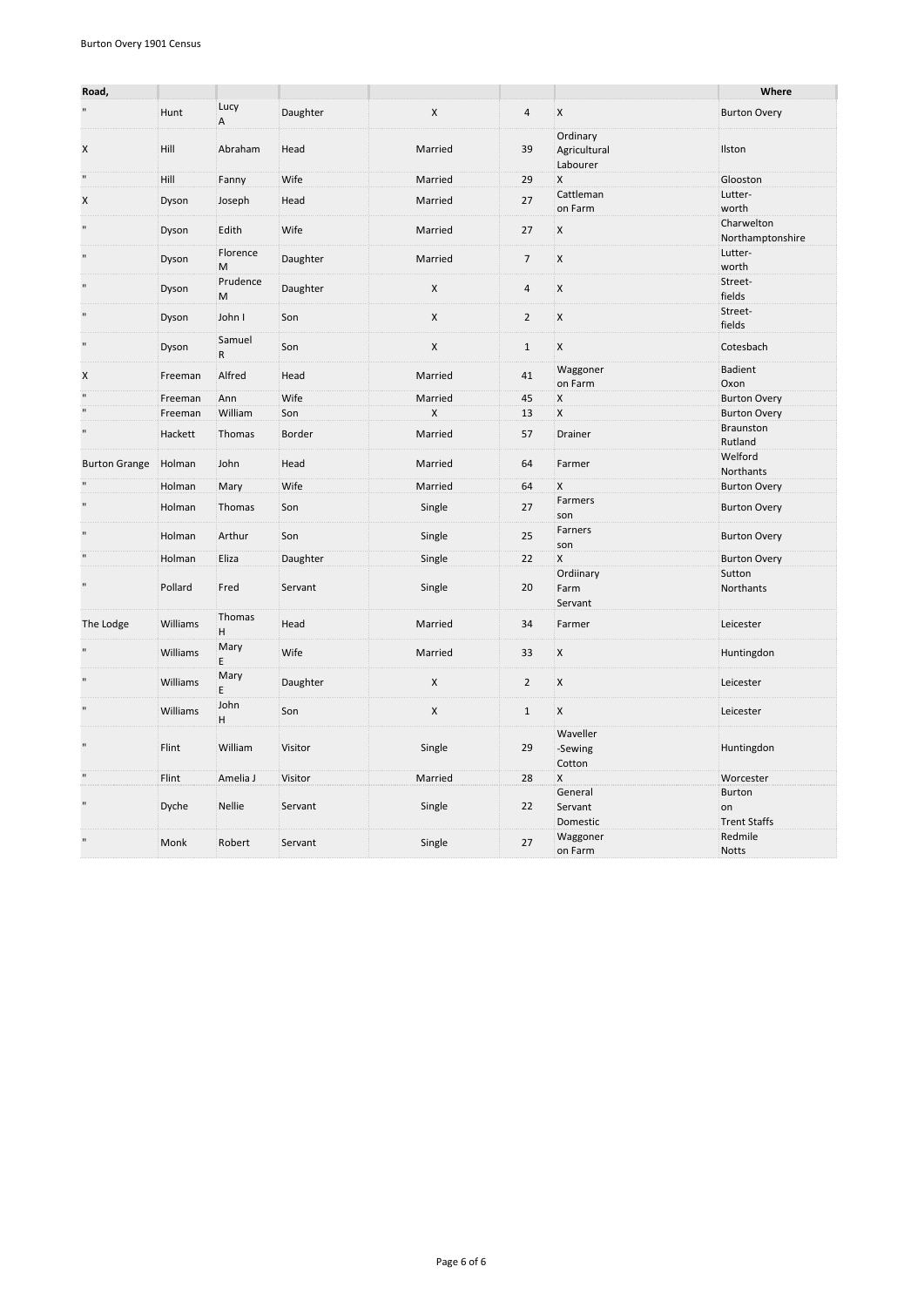| Road, | | | | | | | Where |
|---|---|---|---|---|---|---|---|
| " | Hunt | Lucy A | Daughter | X | 4 | X | Burton Overy |
| X | Hill | Abraham | Head | Married | 39 | Ordinary Agricultural Labourer | Ilston |
| " | Hill | Fanny | Wife | Married | 29 | X | Glooston |
| X | Dyson | Joseph | Head | Married | 27 | Cattleman on Farm | Lutter- worth |
| " | Dyson | Edith | Wife | Married | 27 | X | Charwelton Northamptonshire |
| " | Dyson | Florence M | Daughter | Married | 7 | X | Lutter- worth |
| " | Dyson | Prudence M | Daughter | X | 4 | X | Street- fields |
| " | Dyson | John I | Son | X | 2 | X | Street- fields |
| " | Dyson | Samuel R | Son | X | 1 | X | Cotesbach |
| X | Freeman | Alfred | Head | Married | 41 | Waggoner on Farm | Badient Oxon |
| " | Freeman | Ann | Wife | Married | 45 | X | Burton Overy |
| " | Freeman | William | Son | X | 13 | X | Burton Overy |
| " | Hackett | Thomas | Border | Married | 57 | Drainer | Braunston Rutland |
| Burton Grange | Holman | John | Head | Married | 64 | Farmer | Welford Northants |
| " | Holman | Mary | Wife | Married | 64 | X | Burton Overy |
| " | Holman | Thomas | Son | Single | 27 | Farmers son | Burton Overy |
| " | Holman | Arthur | Son | Single | 25 | Farners son | Burton Overy |
| " | Holman | Eliza | Daughter | Single | 22 | X | Burton Overy |
| " | Pollard | Fred | Servant | Single | 20 | Ordiinary Farm Servant | Sutton Northants |
| The Lodge | Williams | Thomas H | Head | Married | 34 | Farmer | Leicester |
| " | Williams | Mary E | Wife | Married | 33 | X | Huntingdon |
| " | Williams | Mary E | Daughter | X | 2 | X | Leicester |
| " | Williams | John H | Son | X | 1 | X | Leicester |
| " | Flint | William | Visitor | Single | 29 | Waveller -Sewing Cotton | Huntingdon |
| " | Flint | Amelia J | Visitor | Married | 28 | X | Worcester |
| " | Dyche | Nellie | Servant | Single | 22 | General Servant Domestic | Burton on Trent Staffs |
| " | Monk | Robert | Servant | Single | 27 | Waggoner on Farm | Redmile Notts |